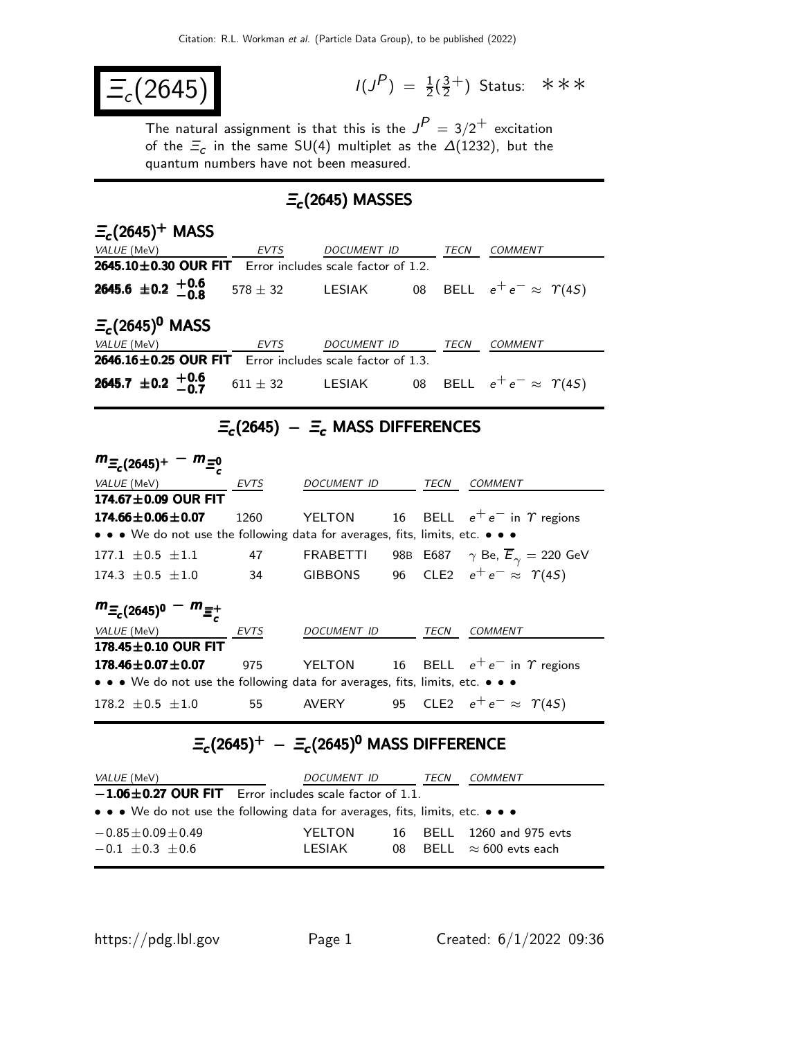# $\Xi_c(2645)$

$I(J^P) = \frac{1}{2}(\frac{3}{2}^+)$ Status: ∗∗∗

The natural assignment is that this is the $J^P = 3/2^+$ excitation of the $\Xi_c$ in the same SU(4) multiplet as the $\Delta(1232)$, but the quantum numbers have not been measured.

## $\Xi_c(2645)$ MASSES

### $\Xi_c(2645)^+$ MASS

| VALUE (MeV) | EVTS | DOCUMENT ID | | TECN | COMMENT |
|---|---|---|---|---|---|
| **2645.10±0.30 OUR FIT** | Error includes scale factor of 1.2. | | | | |
| **2645.6 ±0.2 $^{+0.6}_{-0.8}$** | 578 ± 32 | LESIAK | 08 | BELL | $e^+e^- \approx \Upsilon(4S)$ |

### $\Xi_c(2645)^0$ MASS

| VALUE (MeV) | EVTS | DOCUMENT ID | | TECN | COMMENT |
|---|---|---|---|---|---|
| **2646.16±0.25 OUR FIT** | Error includes scale factor of 1.3. | | | | |
| **2645.7 ±0.2 $^{+0.6}_{-0.7}$** | 611 ± 32 | LESIAK | 08 | BELL | $e^+e^- \approx \Upsilon(4S)$ |

## $\Xi_c(2645) - \Xi_c$ MASS DIFFERENCES

### $m_{\Xi_c(2645)^+} - m_{\Xi_c^0}$

| VALUE (MeV) | EVTS | DOCUMENT ID | | TECN | COMMENT |
|---|---|---|---|---|---|
| **174.67±0.09 OUR FIT** | | | | | |
| **174.66±0.06±0.07** | 1260 | YELTON | 16 | BELL | $e^+e^-$ in $\Upsilon$ regions |
| • • • We do not use the following data for averages, fits, limits, etc. • • • | | | | | |
| 177.1 ±0.5 ±1.1 | 47 | FRABETTI | 98B | E687 | $\gamma$ Be, $\overline{E}_\gamma = 220$ GeV |
| 174.3 ±0.5 ±1.0 | 34 | GIBBONS | 96 | CLE2 | $e^+e^- \approx \Upsilon(4S)$ |

### $m_{\Xi_c(2645)^0} - m_{\Xi_c^+}$

| VALUE (MeV) | EVTS | DOCUMENT ID | | TECN | COMMENT |
|---|---|---|---|---|---|
| **178.45±0.10 OUR FIT** | | | | | |
| **178.46±0.07±0.07** | 975 | YELTON | 16 | BELL | $e^+e^-$ in $\Upsilon$ regions |
| • • • We do not use the following data for averages, fits, limits, etc. • • • | | | | | |
| 178.2 ±0.5 ±1.0 | 55 | AVERY | 95 | CLE2 | $e^+e^- \approx \Upsilon(4S)$ |

## $\Xi_c(2645)^+ - \Xi_c(2645)^0$ MASS DIFFERENCE

| VALUE (MeV) | DOCUMENT ID | | TECN | COMMENT |
|---|---|---|---|---|
| **−1.06±0.27 OUR FIT** | Error includes scale factor of 1.1. | | | |
| • • • We do not use the following data for averages, fits, limits, etc. • • • | | | | |
| −0.85±0.09±0.49 | YELTON | 16 | BELL | 1260 and 975 evts |
| −0.1 ±0.3 ±0.6 | LESIAK | 08 | BELL | ≈ 600 evts each |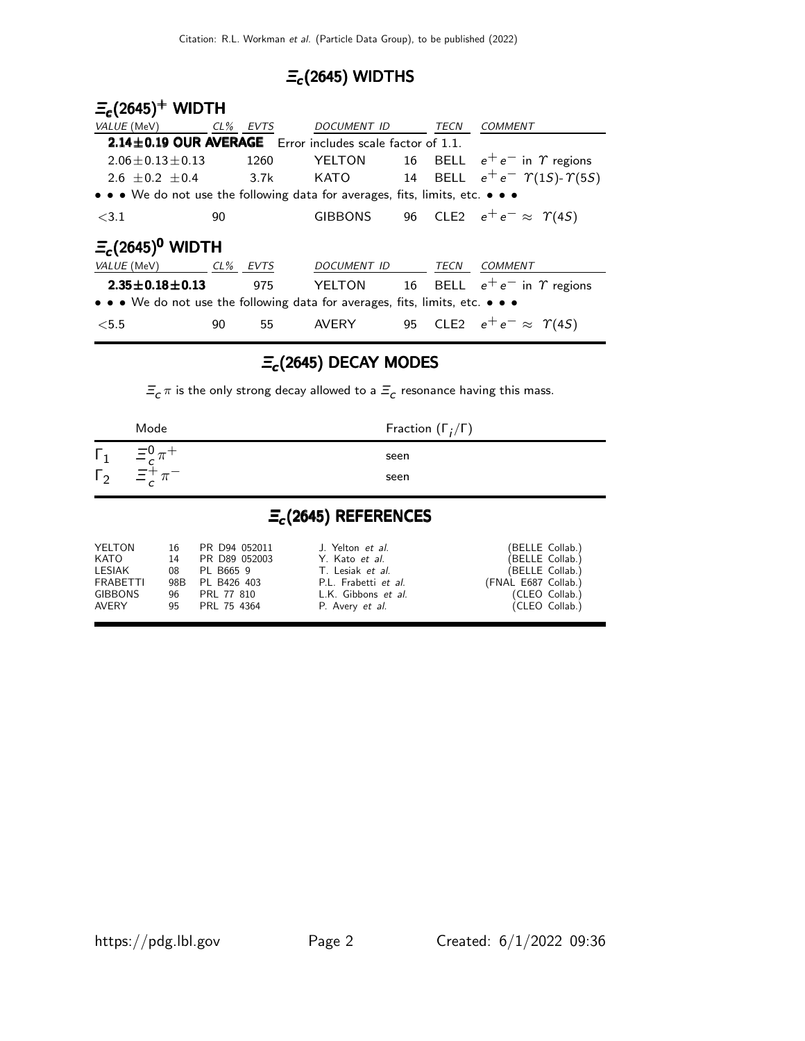## $\Xi_c(2645)$ WIDTHS

### $\Xi_c(2645)^+$ WIDTH

| VALUE (MeV) | CL% | EVTS | DOCUMENT ID | | TECN | COMMENT |
|---|---|---|---|---|---|---|
| **2.14±0.19 OUR AVERAGE** | | | Error includes scale factor of 1.1. | | | |
| $2.06\pm0.13\pm0.13$ | | 1260 | YELTON | 16 | BELL | $e^+e^-$ in $\Upsilon$ regions |
| $2.6\ \pm0.2\ \pm0.4$ | | 3.7k | KATO | 14 | BELL | $e^+e^-$ $\Upsilon(1S)$-$\Upsilon(5S)$ |
| • • • We do not use the following data for averages, fits, limits, etc. • • • | | | | | | |
| $<3.1$ | 90 | | GIBBONS | 96 | CLE2 | $e^+e^- \approx \Upsilon(4S)$ |

### $\Xi_c(2645)^0$ WIDTH

| VALUE (MeV) | CL% | EVTS | DOCUMENT ID | | TECN | COMMENT |
|---|---|---|---|---|---|---|
| **$2.35\pm0.18\pm0.13$** | | 975 | YELTON | 16 | BELL | $e^+e^-$ in $\Upsilon$ regions |
| • • • We do not use the following data for averages, fits, limits, etc. • • • | | | | | | |
| $<5.5$ | 90 | 55 | AVERY | 95 | CLE2 | $e^+e^- \approx \Upsilon(4S)$ |

## $\Xi_c(2645)$ DECAY MODES

$\Xi_c\pi$ is the only strong decay allowed to a $\Xi_c$ resonance having this mass.

| | Mode | Fraction ($\Gamma_i/\Gamma$) |
|---|---|---|
| $\Gamma_1$ | $\Xi_c^0\pi^+$ | seen |
| $\Gamma_2$ | $\Xi_c^+\pi^-$ | seen |

## $\Xi_c(2645)$ REFERENCES

| | | | | |
|---|---|---|---|---|
| YELTON | 16 | PR D94 052011 | J. Yelton *et al.* | (BELLE Collab.) |
| KATO | 14 | PR D89 052003 | Y. Kato *et al.* | (BELLE Collab.) |
| LESIAK | 08 | PL B665 9 | T. Lesiak *et al.* | (BELLE Collab.) |
| FRABETTI | 98B | PL B426 403 | P.L. Frabetti *et al.* | (FNAL E687 Collab.) |
| GIBBONS | 96 | PRL 77 810 | L.K. Gibbons *et al.* | (CLEO Collab.) |
| AVERY | 95 | PRL 75 4364 | P. Avery *et al.* | (CLEO Collab.) |